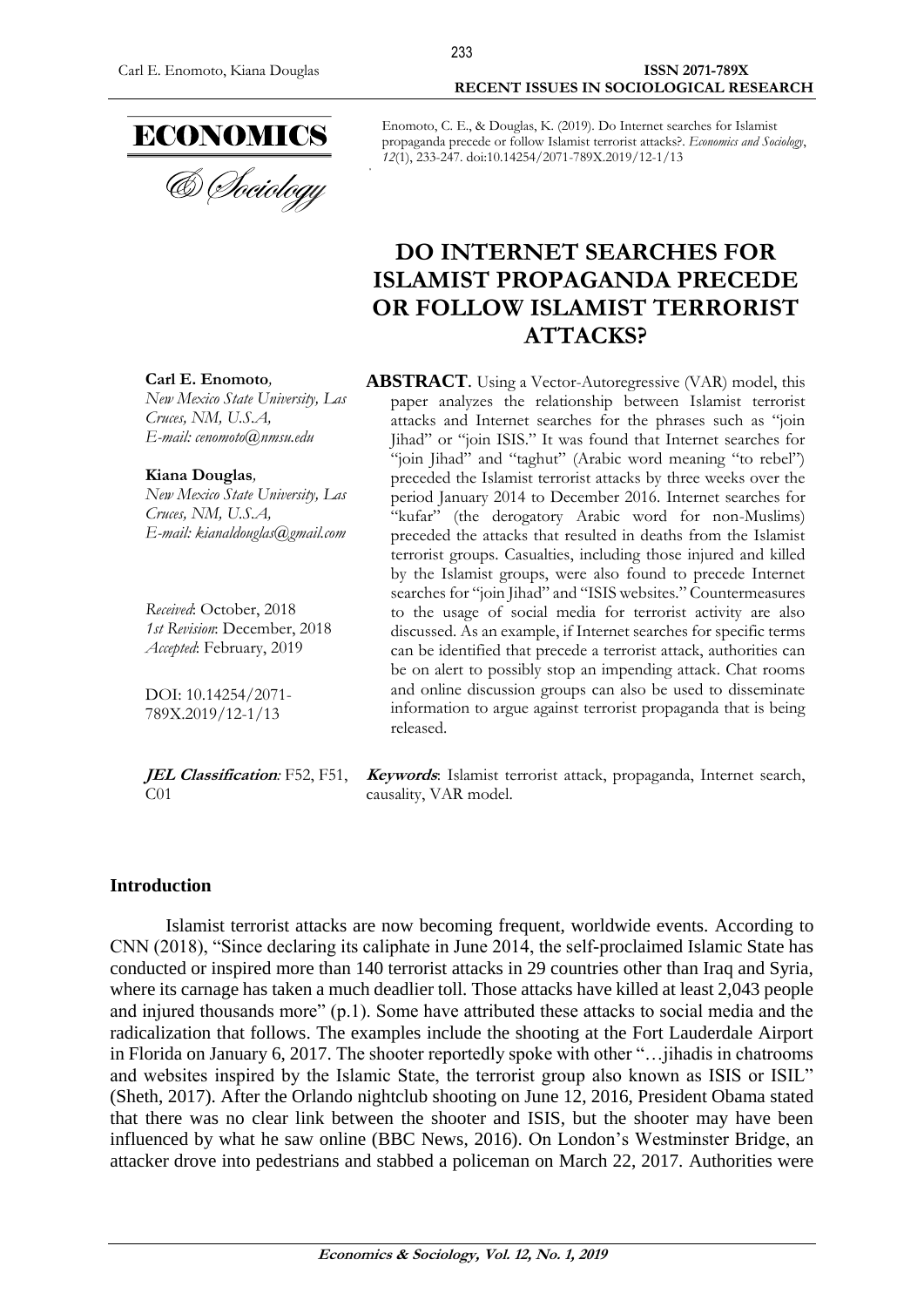Enomoto, C. E., & Douglas, K. (2019). Do Internet searches for Islamist propaganda precede or follow Islamist terrorist attacks?. *Economics and Sociology*, *12*(1), 233-247. doi:10.14254/2071-789X.2019/12-1/13

# DO INTERNET SEARCHES FOR ISLAMIST PROPAGANDA PRECEDE OR FOLLOW ISLAMIST TERRORIST ATTACKS?

**Carl E. Enomoto**,
*New Mexico State University, Las Cruces, NM, U.S.A,*
*E-mail: cenomoto@nmsu.edu*

**Kiana Douglas**,
*New Mexico State University, Las Cruces, NM, U.S.A,*
*E-mail: kianaldouglas@gmail.com*

*Received*: October, 2018
*1st Revision*: December, 2018
*Accepted*: February, 2019

DOI: 10.14254/2071-789X.2019/12-1/13

**ABSTRACT**. Using a Vector-Autoregressive (VAR) model, this paper analyzes the relationship between Islamist terrorist attacks and Internet searches for the phrases such as "join Jihad" or "join ISIS." It was found that Internet searches for "join Jihad" and "taghut" (Arabic word meaning "to rebel") preceded the Islamist terrorist attacks by three weeks over the period January 2014 to December 2016. Internet searches for "kufar" (the derogatory Arabic word for non-Muslims) preceded the attacks that resulted in deaths from the Islamist terrorist groups. Casualties, including those injured and killed by the Islamist groups, were also found to precede Internet searches for "join Jihad" and "ISIS websites." Countermeasures to the usage of social media for terrorist activity are also discussed. As an example, if Internet searches for specific terms can be identified that precede a terrorist attack, authorities can be on alert to possibly stop an impending attack. Chat rooms and online discussion groups can also be used to disseminate information to argue against terrorist propaganda that is being released.

***JEL Classification**:* F52, F51, C01

***Keywords***: Islamist terrorist attack, propaganda, Internet search, causality, VAR model.

## Introduction

Islamist terrorist attacks are now becoming frequent, worldwide events. According to CNN (2018), "Since declaring its caliphate in June 2014, the self-proclaimed Islamic State has conducted or inspired more than 140 terrorist attacks in 29 countries other than Iraq and Syria, where its carnage has taken a much deadlier toll. Those attacks have killed at least 2,043 people and injured thousands more" (p.1). Some have attributed these attacks to social media and the radicalization that follows. The examples include the shooting at the Fort Lauderdale Airport in Florida on January 6, 2017. The shooter reportedly spoke with other "…jihadis in chatrooms and websites inspired by the Islamic State, the terrorist group also known as ISIS or ISIL" (Sheth, 2017). After the Orlando nightclub shooting on June 12, 2016, President Obama stated that there was no clear link between the shooter and ISIS, but the shooter may have been influenced by what he saw online (BBC News, 2016). On London's Westminster Bridge, an attacker drove into pedestrians and stabbed a policeman on March 22, 2017. Authorities were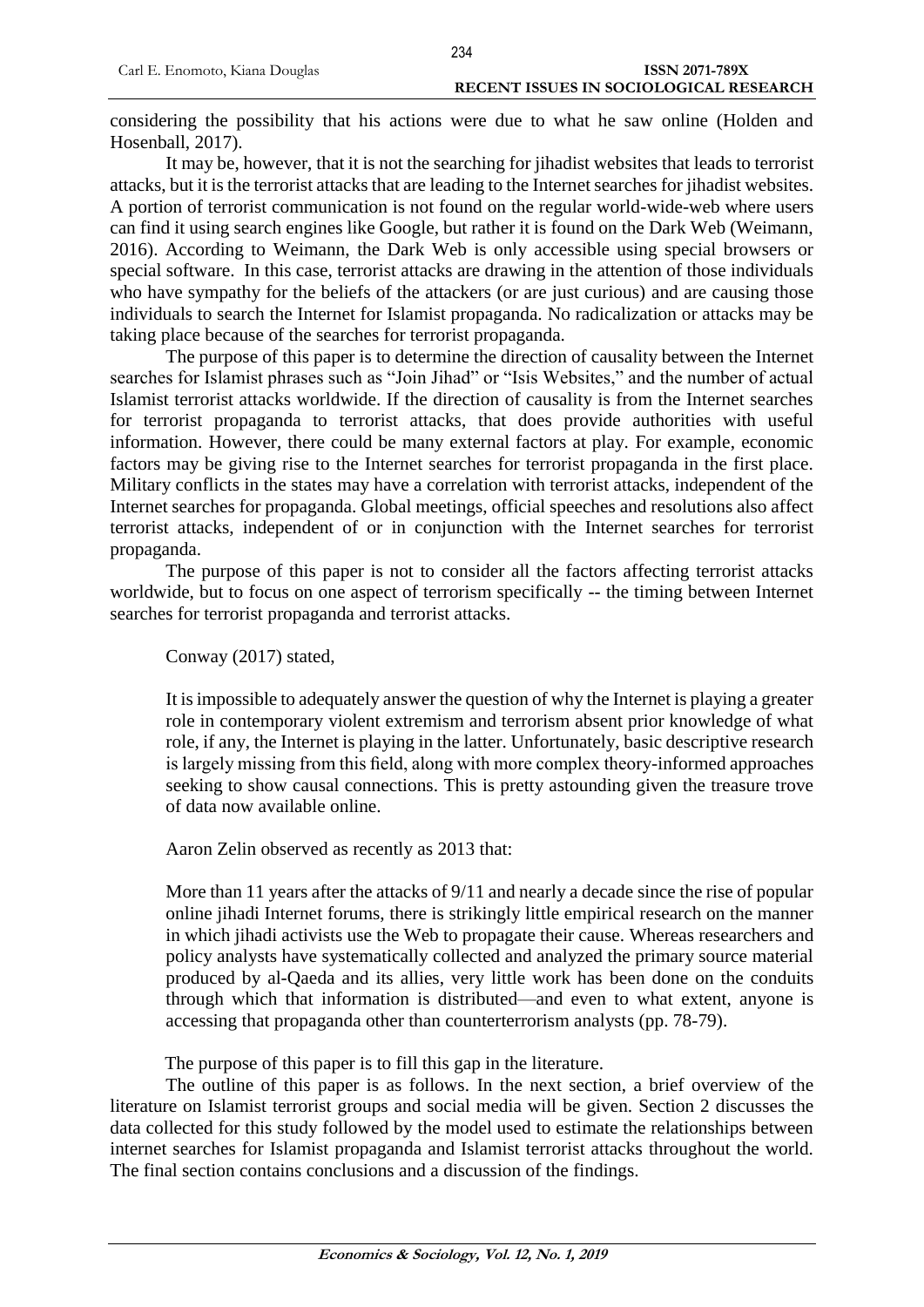considering the possibility that his actions were due to what he saw online (Holden and Hosenball, 2017).

It may be, however, that it is not the searching for jihadist websites that leads to terrorist attacks, but it is the terrorist attacks that are leading to the Internet searches for jihadist websites. A portion of terrorist communication is not found on the regular world-wide-web where users can find it using search engines like Google, but rather it is found on the Dark Web (Weimann, 2016). According to Weimann, the Dark Web is only accessible using special browsers or special software. In this case, terrorist attacks are drawing in the attention of those individuals who have sympathy for the beliefs of the attackers (or are just curious) and are causing those individuals to search the Internet for Islamist propaganda. No radicalization or attacks may be taking place because of the searches for terrorist propaganda.

The purpose of this paper is to determine the direction of causality between the Internet searches for Islamist phrases such as "Join Jihad" or "Isis Websites," and the number of actual Islamist terrorist attacks worldwide. If the direction of causality is from the Internet searches for terrorist propaganda to terrorist attacks, that does provide authorities with useful information. However, there could be many external factors at play. For example, economic factors may be giving rise to the Internet searches for terrorist propaganda in the first place. Military conflicts in the states may have a correlation with terrorist attacks, independent of the Internet searches for propaganda. Global meetings, official speeches and resolutions also affect terrorist attacks, independent of or in conjunction with the Internet searches for terrorist propaganda.

The purpose of this paper is not to consider all the factors affecting terrorist attacks worldwide, but to focus on one aspect of terrorism specifically -- the timing between Internet searches for terrorist propaganda and terrorist attacks.

Conway (2017) stated,

> It is impossible to adequately answer the question of why the Internet is playing a greater role in contemporary violent extremism and terrorism absent prior knowledge of what role, if any, the Internet is playing in the latter. Unfortunately, basic descriptive research is largely missing from this field, along with more complex theory-informed approaches seeking to show causal connections. This is pretty astounding given the treasure trove of data now available online.

Aaron Zelin observed as recently as 2013 that:

> More than 11 years after the attacks of 9/11 and nearly a decade since the rise of popular online jihadi Internet forums, there is strikingly little empirical research on the manner in which jihadi activists use the Web to propagate their cause. Whereas researchers and policy analysts have systematically collected and analyzed the primary source material produced by al-Qaeda and its allies, very little work has been done on the conduits through which that information is distributed—and even to what extent, anyone is accessing that propaganda other than counterterrorism analysts (pp. 78-79).

The purpose of this paper is to fill this gap in the literature.

The outline of this paper is as follows. In the next section, a brief overview of the literature on Islamist terrorist groups and social media will be given. Section 2 discusses the data collected for this study followed by the model used to estimate the relationships between internet searches for Islamist propaganda and Islamist terrorist attacks throughout the world. The final section contains conclusions and a discussion of the findings.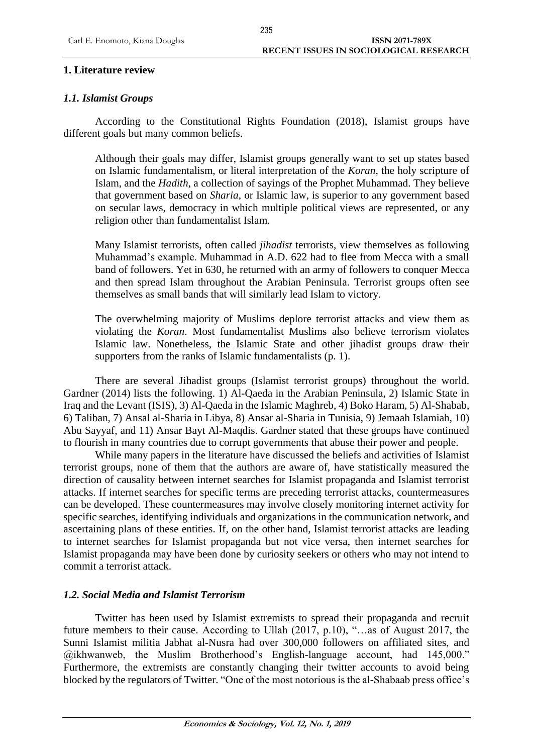## 1. Literature review

### *1.1. Islamist Groups*

According to the Constitutional Rights Foundation (2018), Islamist groups have different goals but many common beliefs.

> Although their goals may differ, Islamist groups generally want to set up states based on Islamic fundamentalism, or literal interpretation of the *Koran*, the holy scripture of Islam, and the *Hadith*, a collection of sayings of the Prophet Muhammad. They believe that government based on *Sharia*, or Islamic law, is superior to any government based on secular laws, democracy in which multiple political views are represented, or any religion other than fundamentalist Islam.
>
> Many Islamist terrorists, often called *jihadist* terrorists, view themselves as following Muhammad's example. Muhammad in A.D. 622 had to flee from Mecca with a small band of followers. Yet in 630, he returned with an army of followers to conquer Mecca and then spread Islam throughout the Arabian Peninsula. Terrorist groups often see themselves as small bands that will similarly lead Islam to victory.
>
> The overwhelming majority of Muslims deplore terrorist attacks and view them as violating the *Koran*. Most fundamentalist Muslims also believe terrorism violates Islamic law. Nonetheless, the Islamic State and other jihadist groups draw their supporters from the ranks of Islamic fundamentalists (p. 1).

There are several Jihadist groups (Islamist terrorist groups) throughout the world. Gardner (2014) lists the following. 1) Al-Qaeda in the Arabian Peninsula, 2) Islamic State in Iraq and the Levant (ISIS), 3) Al-Qaeda in the Islamic Maghreb, 4) Boko Haram, 5) Al-Shabab, 6) Taliban, 7) Ansal al-Sharia in Libya, 8) Ansar al-Sharia in Tunisia, 9) Jemaah Islamiah, 10) Abu Sayyaf, and 11) Ansar Bayt Al-Maqdis. Gardner stated that these groups have continued to flourish in many countries due to corrupt governments that abuse their power and people.

While many papers in the literature have discussed the beliefs and activities of Islamist terrorist groups, none of them that the authors are aware of, have statistically measured the direction of causality between internet searches for Islamist propaganda and Islamist terrorist attacks. If internet searches for specific terms are preceding terrorist attacks, countermeasures can be developed. These countermeasures may involve closely monitoring internet activity for specific searches, identifying individuals and organizations in the communication network, and ascertaining plans of these entities. If, on the other hand, Islamist terrorist attacks are leading to internet searches for Islamist propaganda but not vice versa, then internet searches for Islamist propaganda may have been done by curiosity seekers or others who may not intend to commit a terrorist attack.

### *1.2. Social Media and Islamist Terrorism*

Twitter has been used by Islamist extremists to spread their propaganda and recruit future members to their cause. According to Ullah (2017, p.10), "…as of August 2017, the Sunni Islamist militia Jabhat al-Nusra had over 300,000 followers on affiliated sites, and @ikhwanweb, the Muslim Brotherhood's English-language account, had 145,000." Furthermore, the extremists are constantly changing their twitter accounts to avoid being blocked by the regulators of Twitter. "One of the most notorious is the al-Shabaab press office's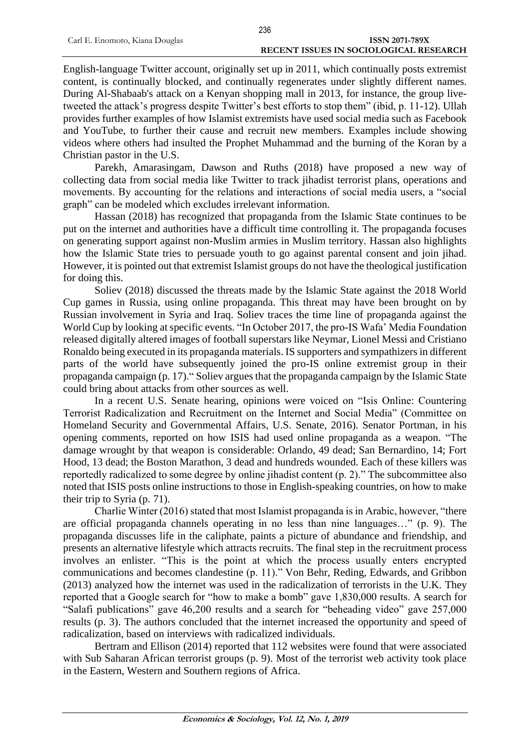English-language Twitter account, originally set up in 2011, which continually posts extremist content, is continually blocked, and continually regenerates under slightly different names. During Al-Shabaab's attack on a Kenyan shopping mall in 2013, for instance, the group live-tweeted the attack's progress despite Twitter's best efforts to stop them" (ibid, p. 11-12). Ullah provides further examples of how Islamist extremists have used social media such as Facebook and YouTube, to further their cause and recruit new members. Examples include showing videos where others had insulted the Prophet Muhammad and the burning of the Koran by a Christian pastor in the U.S.

Parekh, Amarasingam, Dawson and Ruths (2018) have proposed a new way of collecting data from social media like Twitter to track jihadist terrorist plans, operations and movements. By accounting for the relations and interactions of social media users, a "social graph" can be modeled which excludes irrelevant information.

Hassan (2018) has recognized that propaganda from the Islamic State continues to be put on the internet and authorities have a difficult time controlling it. The propaganda focuses on generating support against non-Muslim armies in Muslim territory. Hassan also highlights how the Islamic State tries to persuade youth to go against parental consent and join jihad. However, it is pointed out that extremist Islamist groups do not have the theological justification for doing this.

Soliev (2018) discussed the threats made by the Islamic State against the 2018 World Cup games in Russia, using online propaganda. This threat may have been brought on by Russian involvement in Syria and Iraq. Soliev traces the time line of propaganda against the World Cup by looking at specific events. "In October 2017, the pro-IS Wafa' Media Foundation released digitally altered images of football superstars like Neymar, Lionel Messi and Cristiano Ronaldo being executed in its propaganda materials. IS supporters and sympathizers in different parts of the world have subsequently joined the pro-IS online extremist group in their propaganda campaign (p. 17)." Soliev argues that the propaganda campaign by the Islamic State could bring about attacks from other sources as well.

In a recent U.S. Senate hearing, opinions were voiced on "Isis Online: Countering Terrorist Radicalization and Recruitment on the Internet and Social Media" (Committee on Homeland Security and Governmental Affairs, U.S. Senate, 2016). Senator Portman, in his opening comments, reported on how ISIS had used online propaganda as a weapon. "The damage wrought by that weapon is considerable: Orlando, 49 dead; San Bernardino, 14; Fort Hood, 13 dead; the Boston Marathon, 3 dead and hundreds wounded. Each of these killers was reportedly radicalized to some degree by online jihadist content (p. 2)." The subcommittee also noted that ISIS posts online instructions to those in English-speaking countries, on how to make their trip to Syria (p. 71).

Charlie Winter (2016) stated that most Islamist propaganda is in Arabic, however, "there are official propaganda channels operating in no less than nine languages…" (p. 9). The propaganda discusses life in the caliphate, paints a picture of abundance and friendship, and presents an alternative lifestyle which attracts recruits. The final step in the recruitment process involves an enlister. "This is the point at which the process usually enters encrypted communications and becomes clandestine (p. 11)." Von Behr, Reding, Edwards, and Gribbon (2013) analyzed how the internet was used in the radicalization of terrorists in the U.K. They reported that a Google search for "how to make a bomb" gave 1,830,000 results. A search for "Salafi publications" gave 46,200 results and a search for "beheading video" gave 257,000 results (p. 3). The authors concluded that the internet increased the opportunity and speed of radicalization, based on interviews with radicalized individuals.

Bertram and Ellison (2014) reported that 112 websites were found that were associated with Sub Saharan African terrorist groups (p. 9). Most of the terrorist web activity took place in the Eastern, Western and Southern regions of Africa.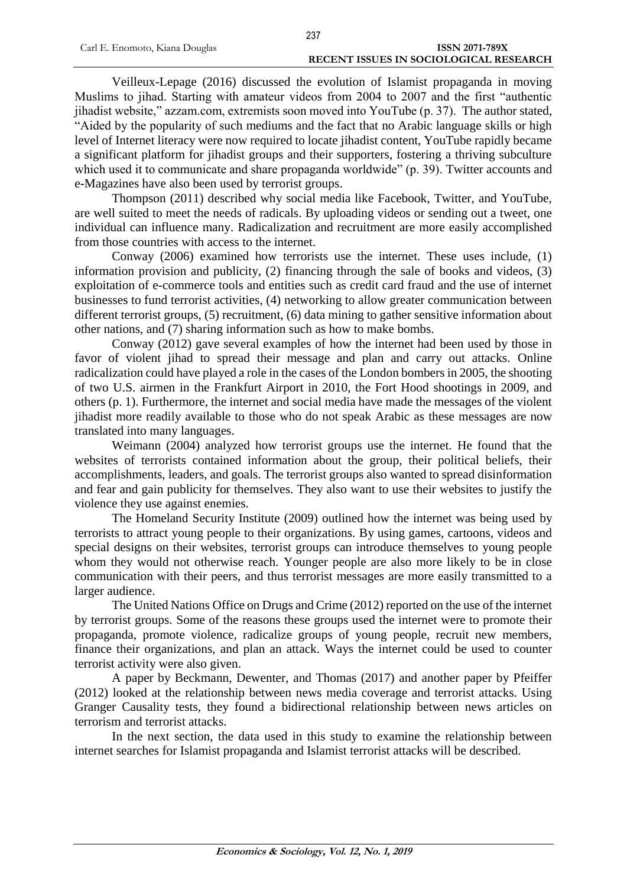Veilleux-Lepage (2016) discussed the evolution of Islamist propaganda in moving Muslims to jihad. Starting with amateur videos from 2004 to 2007 and the first "authentic jihadist website," azzam.com, extremists soon moved into YouTube (p. 37). The author stated, "Aided by the popularity of such mediums and the fact that no Arabic language skills or high level of Internet literacy were now required to locate jihadist content, YouTube rapidly became a significant platform for jihadist groups and their supporters, fostering a thriving subculture which used it to communicate and share propaganda worldwide" (p. 39). Twitter accounts and e-Magazines have also been used by terrorist groups.

Thompson (2011) described why social media like Facebook, Twitter, and YouTube, are well suited to meet the needs of radicals. By uploading videos or sending out a tweet, one individual can influence many. Radicalization and recruitment are more easily accomplished from those countries with access to the internet.

Conway (2006) examined how terrorists use the internet. These uses include, (1) information provision and publicity, (2) financing through the sale of books and videos, (3) exploitation of e-commerce tools and entities such as credit card fraud and the use of internet businesses to fund terrorist activities, (4) networking to allow greater communication between different terrorist groups, (5) recruitment, (6) data mining to gather sensitive information about other nations, and (7) sharing information such as how to make bombs.

Conway (2012) gave several examples of how the internet had been used by those in favor of violent jihad to spread their message and plan and carry out attacks. Online radicalization could have played a role in the cases of the London bombers in 2005, the shooting of two U.S. airmen in the Frankfurt Airport in 2010, the Fort Hood shootings in 2009, and others (p. 1). Furthermore, the internet and social media have made the messages of the violent jihadist more readily available to those who do not speak Arabic as these messages are now translated into many languages.

Weimann (2004) analyzed how terrorist groups use the internet. He found that the websites of terrorists contained information about the group, their political beliefs, their accomplishments, leaders, and goals. The terrorist groups also wanted to spread disinformation and fear and gain publicity for themselves. They also want to use their websites to justify the violence they use against enemies.

The Homeland Security Institute (2009) outlined how the internet was being used by terrorists to attract young people to their organizations. By using games, cartoons, videos and special designs on their websites, terrorist groups can introduce themselves to young people whom they would not otherwise reach. Younger people are also more likely to be in close communication with their peers, and thus terrorist messages are more easily transmitted to a larger audience.

The United Nations Office on Drugs and Crime (2012) reported on the use of the internet by terrorist groups. Some of the reasons these groups used the internet were to promote their propaganda, promote violence, radicalize groups of young people, recruit new members, finance their organizations, and plan an attack. Ways the internet could be used to counter terrorist activity were also given.

A paper by Beckmann, Dewenter, and Thomas (2017) and another paper by Pfeiffer (2012) looked at the relationship between news media coverage and terrorist attacks. Using Granger Causality tests, they found a bidirectional relationship between news articles on terrorism and terrorist attacks.

In the next section, the data used in this study to examine the relationship between internet searches for Islamist propaganda and Islamist terrorist attacks will be described.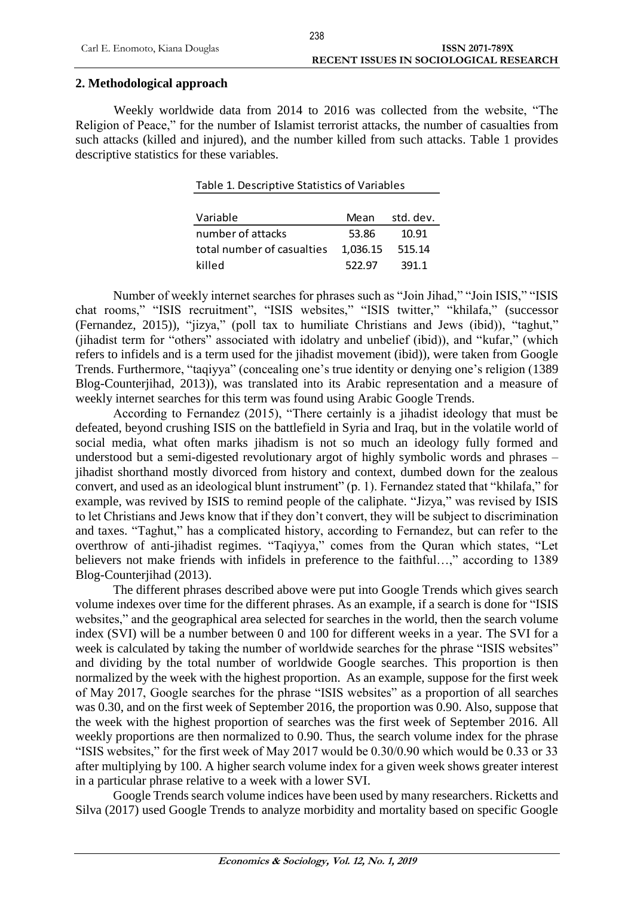## 2. Methodological approach

Weekly worldwide data from 2014 to 2016 was collected from the website, "The Religion of Peace," for the number of Islamist terrorist attacks, the number of casualties from such attacks (killed and injured), and the number killed from such attacks. Table 1 provides descriptive statistics for these variables.

Table 1. Descriptive Statistics of Variables

| Variable | Mean | std. dev. |
|---|---|---|
| number of attacks | 53.86 | 10.91 |
| total number of casualties | 1,036.15 | 515.14 |
| killed | 522.97 | 391.1 |

Number of weekly internet searches for phrases such as "Join Jihad," "Join ISIS," "ISIS chat rooms," "ISIS recruitment", "ISIS websites," "ISIS twitter," "khilafa," (successor (Fernandez, 2015)), "jizya," (poll tax to humiliate Christians and Jews (ibid)), "taghut," (jihadist term for "others" associated with idolatry and unbelief (ibid)), and "kufar," (which refers to infidels and is a term used for the jihadist movement (ibid)), were taken from Google Trends. Furthermore, "taqiyya" (concealing one's true identity or denying one's religion (1389 Blog-Counterjihad, 2013)), was translated into its Arabic representation and a measure of weekly internet searches for this term was found using Arabic Google Trends.

According to Fernandez (2015), "There certainly is a jihadist ideology that must be defeated, beyond crushing ISIS on the battlefield in Syria and Iraq, but in the volatile world of social media, what often marks jihadism is not so much an ideology fully formed and understood but a semi-digested revolutionary argot of highly symbolic words and phrases – jihadist shorthand mostly divorced from history and context, dumbed down for the zealous convert, and used as an ideological blunt instrument" (p. 1). Fernandez stated that "khilafa," for example, was revived by ISIS to remind people of the caliphate. "Jizya," was revised by ISIS to let Christians and Jews know that if they don't convert, they will be subject to discrimination and taxes. "Taghut," has a complicated history, according to Fernandez, but can refer to the overthrow of anti-jihadist regimes. "Taqiyya," comes from the Quran which states, "Let believers not make friends with infidels in preference to the faithful…," according to 1389 Blog-Counterjihad (2013).

The different phrases described above were put into Google Trends which gives search volume indexes over time for the different phrases. As an example, if a search is done for "ISIS websites," and the geographical area selected for searches in the world, then the search volume index (SVI) will be a number between 0 and 100 for different weeks in a year. The SVI for a week is calculated by taking the number of worldwide searches for the phrase "ISIS websites" and dividing by the total number of worldwide Google searches. This proportion is then normalized by the week with the highest proportion. As an example, suppose for the first week of May 2017, Google searches for the phrase "ISIS websites" as a proportion of all searches was 0.30, and on the first week of September 2016, the proportion was 0.90. Also, suppose that the week with the highest proportion of searches was the first week of September 2016. All weekly proportions are then normalized to 0.90. Thus, the search volume index for the phrase "ISIS websites," for the first week of May 2017 would be 0.30/0.90 which would be 0.33 or 33 after multiplying by 100. A higher search volume index for a given week shows greater interest in a particular phrase relative to a week with a lower SVI.

Google Trends search volume indices have been used by many researchers. Ricketts and Silva (2017) used Google Trends to analyze morbidity and mortality based on specific Google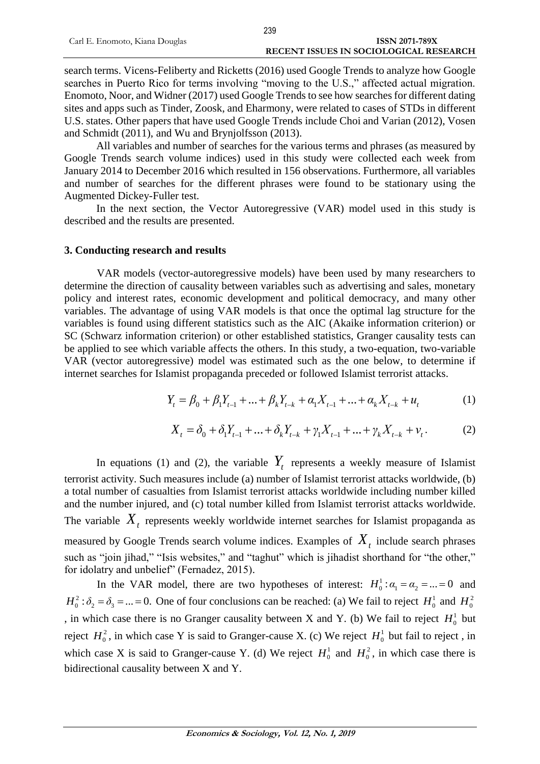search terms. Vicens-Feliberty and Ricketts (2016) used Google Trends to analyze how Google searches in Puerto Rico for terms involving "moving to the U.S.," affected actual migration. Enomoto, Noor, and Widner (2017) used Google Trends to see how searches for different dating sites and apps such as Tinder, Zoosk, and Eharmony, were related to cases of STDs in different U.S. states. Other papers that have used Google Trends include Choi and Varian (2012), Vosen and Schmidt (2011), and Wu and Brynjolfsson (2013).

All variables and number of searches for the various terms and phrases (as measured by Google Trends search volume indices) used in this study were collected each week from January 2014 to December 2016 which resulted in 156 observations. Furthermore, all variables and number of searches for the different phrases were found to be stationary using the Augmented Dickey-Fuller test.

In the next section, the Vector Autoregressive (VAR) model used in this study is described and the results are presented.

## 3. Conducting research and results

VAR models (vector-autoregressive models) have been used by many researchers to determine the direction of causality between variables such as advertising and sales, monetary policy and interest rates, economic development and political democracy, and many other variables. The advantage of using VAR models is that once the optimal lag structure for the variables is found using different statistics such as the AIC (Akaike information criterion) or SC (Schwarz information criterion) or other established statistics, Granger causality tests can be applied to see which variable affects the others. In this study, a two-equation, two-variable VAR (vector autoregressive) model was estimated such as the one below, to determine if internet searches for Islamist propaganda preceded or followed Islamist terrorist attacks.

$$Y_t = \beta_0 + \beta_1 Y_{t-1} + ... + \beta_k Y_{t-k} + \alpha_1 X_{t-1} + ... + \alpha_k X_{t-k} + u_t \quad (1)$$

$$X_t = \delta_0 + \delta_1 Y_{t-1} + ... + \delta_k Y_{t-k} + \gamma_1 X_{t-1} + ... + \gamma_k X_{t-k} + v_t. \quad (2)$$

In equations (1) and (2), the variable $Y_t$ represents a weekly measure of Islamist terrorist activity. Such measures include (a) number of Islamist terrorist attacks worldwide, (b) a total number of casualties from Islamist terrorist attacks worldwide including number killed and the number injured, and (c) total number killed from Islamist terrorist attacks worldwide. The variable $X_t$ represents weekly worldwide internet searches for Islamist propaganda as measured by Google Trends search volume indices. Examples of $X_t$ include search phrases such as "join jihad," "Isis websites," and "taghut" which is jihadist shorthand for "the other," for idolatry and unbelief" (Fernadez, 2015).

In the VAR model, there are two hypotheses of interest: $H_0^1 : \alpha_1 = \alpha_2 = ... = 0$ and $H_0^2 : \delta_2 = \delta_3 = ... = 0.$ One of four conclusions can be reached: (a) We fail to reject $H_0^1$ and $H_0^2$, in which case there is no Granger causality between X and Y. (b) We fail to reject $H_0^1$ but reject $H_0^2$, in which case Y is said to Granger-cause X. (c) We reject $H_0^1$ but fail to reject , in which case X is said to Granger-cause Y. (d) We reject $H_0^1$ and $H_0^2$, in which case there is bidirectional causality between X and Y.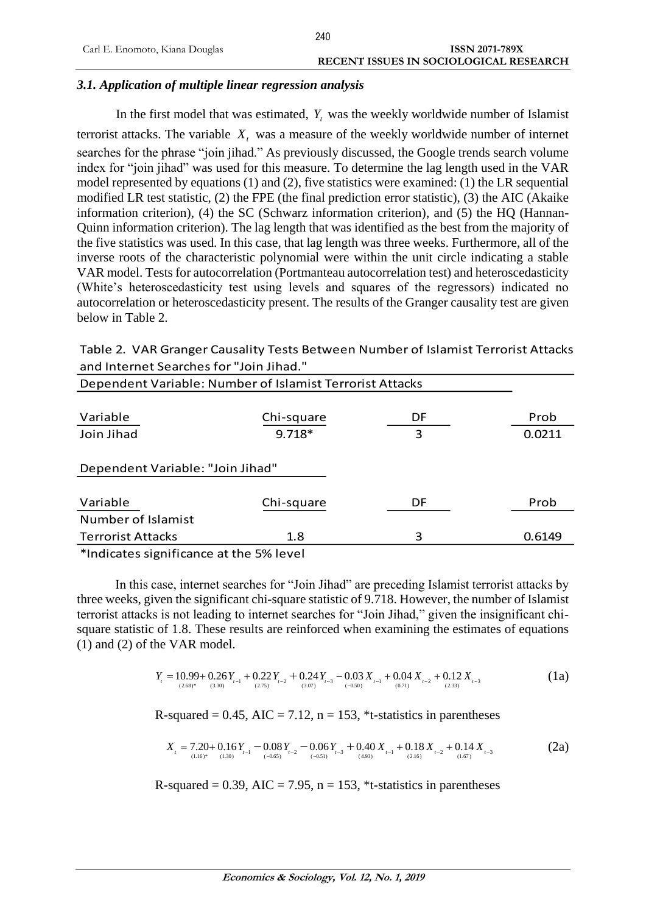### *3.1. Application of multiple linear regression analysis*

In the first model that was estimated, $Y_t$ was the weekly worldwide number of Islamist terrorist attacks. The variable $X_t$ was a measure of the weekly worldwide number of internet searches for the phrase "join jihad." As previously discussed, the Google trends search volume index for "join jihad" was used for this measure. To determine the lag length used in the VAR model represented by equations (1) and (2), five statistics were examined: (1) the LR sequential modified LR test statistic, (2) the FPE (the final prediction error statistic), (3) the AIC (Akaike information criterion), (4) the SC (Schwarz information criterion), and (5) the HQ (Hannan-Quinn information criterion). The lag length that was identified as the best from the majority of the five statistics was used. In this case, that lag length was three weeks. Furthermore, all of the inverse roots of the characteristic polynomial were within the unit circle indicating a stable VAR model. Tests for autocorrelation (Portmanteau autocorrelation test) and heteroscedasticity (White's heteroscedasticity test using levels and squares of the regressors) indicated no autocorrelation or heteroscedasticity present. The results of the Granger causality test are given below in Table 2.

Table 2. VAR Granger Causality Tests Between Number of Islamist Terrorist Attacks and Internet Searches for "Join Jihad."

| Dependent Variable: Number of Islamist Terrorist Attacks | | | |
|---|---|---|---|
| Variable | Chi-square | DF | Prob |
| Join Jihad | 9.718* | 3 | 0.0211 |
| **Dependent Variable: "Join Jihad"** | | | |
| Variable | Chi-square | DF | Prob |
| Number of Islamist Terrorist Attacks | 1.8 | 3 | 0.6149 |

*Indicates significance at the 5% level

In this case, internet searches for "Join Jihad" are preceding Islamist terrorist attacks by three weeks, given the significant chi-square statistic of 9.718. However, the number of Islamist terrorist attacks is not leading to internet searches for "Join Jihad," given the insignificant chi-square statistic of 1.8. These results are reinforced when examining the estimates of equations (1) and (2) of the VAR model.

$$Y_t = \underset{(2.68)^*}{10.99} + \underset{(3.30)}{0.26}Y_{t-1} + \underset{(2.75)}{0.22}Y_{t-2} + \underset{(3.07)}{0.24}Y_{t-3} - \underset{(-0.50)}{0.03}X_{t-1} + \underset{(0.71)}{0.04}X_{t-2} + \underset{(2.33)}{0.12}X_{t-3} \tag{1a}$$

R-squared = 0.45, AIC = 7.12, n = 153, *t-statistics in parentheses

$$X_t = \underset{(1.16)^*}{7.20} + \underset{(1.30)}{0.16}Y_{t-1} - \underset{(-0.65)}{0.08}Y_{t-2} - \underset{(-0.51)}{0.06}Y_{t-3} + \underset{(4.93)}{0.40}X_{t-1} + \underset{(2.16)}{0.18}X_{t-2} + \underset{(1.67)}{0.14}X_{t-3} \tag{2a}$$

R-squared = 0.39, AIC = 7.95, n = 153, *t-statistics in parentheses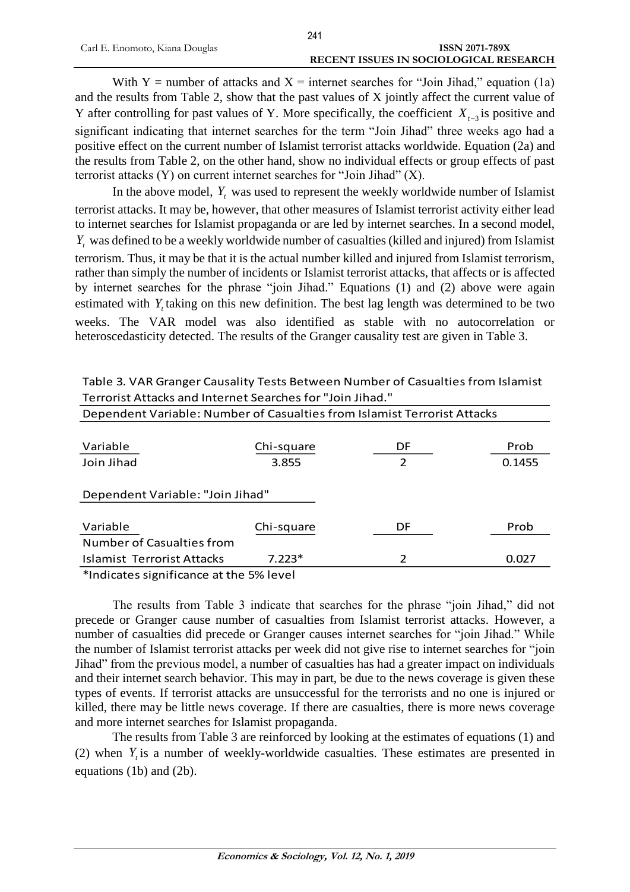With Y = number of attacks and X = internet searches for "Join Jihad," equation (1a) and the results from Table 2, show that the past values of X jointly affect the current value of Y after controlling for past values of Y. More specifically, the coefficient $X_{t-3}$ is positive and significant indicating that internet searches for the term "Join Jihad" three weeks ago had a positive effect on the current number of Islamist terrorist attacks worldwide. Equation (2a) and the results from Table 2, on the other hand, show no individual effects or group effects of past terrorist attacks (Y) on current internet searches for "Join Jihad" (X).

In the above model, $Y_t$ was used to represent the weekly worldwide number of Islamist terrorist attacks. It may be, however, that other measures of Islamist terrorist activity either lead to internet searches for Islamist propaganda or are led by internet searches. In a second model, $Y_t$ was defined to be a weekly worldwide number of casualties (killed and injured) from Islamist terrorism. Thus, it may be that it is the actual number killed and injured from Islamist terrorism, rather than simply the number of incidents or Islamist terrorist attacks, that affects or is affected by internet searches for the phrase "join Jihad." Equations (1) and (2) above were again estimated with $Y_t$ taking on this new definition. The best lag length was determined to be two weeks. The VAR model was also identified as stable with no autocorrelation or heteroscedasticity detected. The results of the Granger causality test are given in Table 3.

Table 3. VAR Granger Causality Tests Between Number of Casualties from Islamist Terrorist Attacks and Internet Searches for "Join Jihad."

| Dependent Variable: Number of Casualties from Islamist Terrorist Attacks | | | |
|---|---|---|---|
| Variable | Chi-square | DF | Prob |
| Join Jihad | 3.855 | 2 | 0.1455 |
| **Dependent Variable: "Join Jihad"** | | | |
| Variable | Chi-square | DF | Prob |
| Number of Casualties from Islamist Terrorist Attacks | 7.223* | 2 | 0.027 |

*Indicates significance at the 5% level

The results from Table 3 indicate that searches for the phrase "join Jihad," did not precede or Granger cause number of casualties from Islamist terrorist attacks. However, a number of casualties did precede or Granger causes internet searches for "join Jihad." While the number of Islamist terrorist attacks per week did not give rise to internet searches for "join Jihad" from the previous model, a number of casualties has had a greater impact on individuals and their internet search behavior. This may in part, be due to the news coverage is given these types of events. If terrorist attacks are unsuccessful for the terrorists and no one is injured or killed, there may be little news coverage. If there are casualties, there is more news coverage and more internet searches for Islamist propaganda.

The results from Table 3 are reinforced by looking at the estimates of equations (1) and (2) when $Y_t$ is a number of weekly-worldwide casualties. These estimates are presented in equations (1b) and (2b).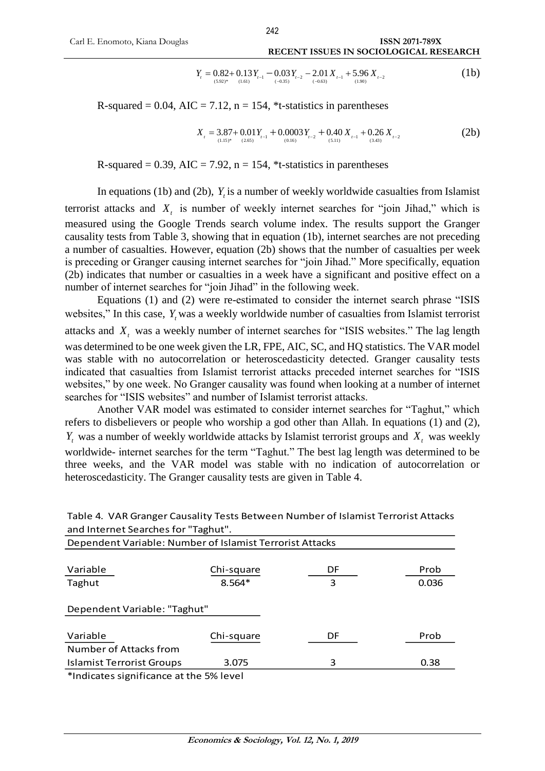$$Y_t = \underset{(5.92)^*}{0.82} + \underset{(1.61)}{0.13}Y_{t-1} - \underset{(-0.35)}{0.03}Y_{t-2} - \underset{(-0.63)}{2.01}X_{t-1} + \underset{(1.90)}{5.96}X_{t-2} \tag{1b}$$

R-squared = 0.04, AIC = 7.12, n = 154, *t-statistics in parentheses

$$X_t = \underset{(1.15)^*}{3.87} + \underset{(2.65)}{0.01}Y_{t-1} + \underset{(0.16)}{0.0003}Y_{t-2} + \underset{(5.11)}{0.40}X_{t-1} + \underset{(3.43)}{0.26}X_{t-2} \tag{2b}$$

R-squared = 0.39, AIC = 7.92, n = 154, *t-statistics in parentheses

In equations (1b) and (2b), $Y_t$ is a number of weekly worldwide casualties from Islamist terrorist attacks and $X_t$ is number of weekly internet searches for "join Jihad," which is measured using the Google Trends search volume index. The results support the Granger causality tests from Table 3, showing that in equation (1b), internet searches are not preceding a number of casualties. However, equation (2b) shows that the number of casualties per week is preceding or Granger causing internet searches for "join Jihad." More specifically, equation (2b) indicates that number or casualties in a week have a significant and positive effect on a number of internet searches for "join Jihad" in the following week.

Equations (1) and (2) were re-estimated to consider the internet search phrase "ISIS websites," In this case, $Y_t$ was a weekly worldwide number of casualties from Islamist terrorist attacks and $X_t$ was a weekly number of internet searches for "ISIS websites." The lag length was determined to be one week given the LR, FPE, AIC, SC, and HQ statistics. The VAR model was stable with no autocorrelation or heteroscedasticity detected. Granger causality tests indicated that casualties from Islamist terrorist attacks preceded internet searches for "ISIS websites," by one week. No Granger causality was found when looking at a number of internet searches for "ISIS websites" and number of Islamist terrorist attacks.

Another VAR model was estimated to consider internet searches for "Taghut," which refers to disbelievers or people who worship a god other than Allah. In equations (1) and (2), $Y_t$ was a number of weekly worldwide attacks by Islamist terrorist groups and $X_t$ was weekly worldwide- internet searches for the term "Taghut." The best lag length was determined to be three weeks, and the VAR model was stable with no indication of autocorrelation or heteroscedasticity. The Granger causality tests are given in Table 4.

Table 4. VAR Granger Causality Tests Between Number of Islamist Terrorist Attacks and Internet Searches for "Taghut".

| Dependent Variable: Number of Islamist Terrorist Attacks | | | |
|---|---|---|---|
| Variable | Chi-square | DF | Prob |
| Taghut | 8.564* | 3 | 0.036 |
| **Dependent Variable: "Taghut"** | | | |
| Variable | Chi-square | DF | Prob |
| Number of Attacks from Islamist Terrorist Groups | 3.075 | 3 | 0.38 |

*Indicates significance at the 5% level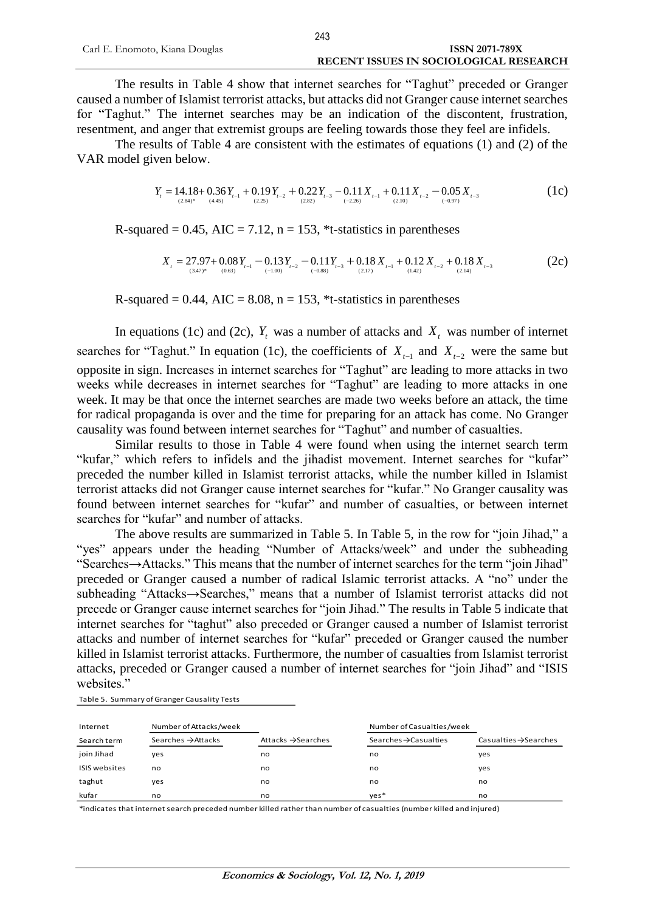The results in Table 4 show that internet searches for "Taghut" preceded or Granger caused a number of Islamist terrorist attacks, but attacks did not Granger cause internet searches for "Taghut." The internet searches may be an indication of the discontent, frustration, resentment, and anger that extremist groups are feeling towards those they feel are infidels.

The results of Table 4 are consistent with the estimates of equations (1) and (2) of the VAR model given below.

$$Y_t = \underset{(2.84)^*}{14.18} + \underset{(4.45)}{0.36}Y_{t-1} + \underset{(2.25)}{0.19}Y_{t-2} + \underset{(2.82)}{0.22}Y_{t-3} - \underset{(-2.26)}{0.11}X_{t-1} + \underset{(2.10)}{0.11}X_{t-2} - \underset{(-0.97)}{0.05}X_{t-3} \tag{1c}$$

R-squared = 0.45, AIC = 7.12, n = 153, *t-statistics in parentheses

$$X_t = \underset{(3.47)^*}{27.97} + \underset{(0.63)}{0.08}Y_{t-1} - \underset{(-1.00)}{0.13}Y_{t-2} - \underset{(-0.88)}{0.11}Y_{t-3} + \underset{(2.17)}{0.18}X_{t-1} + \underset{(1.42)}{0.12}X_{t-2} + \underset{(2.14)}{0.18}X_{t-3} \tag{2c}$$

R-squared = 0.44, AIC = 8.08, n = 153, *t-statistics in parentheses

In equations (1c) and (2c), $Y_t$ was a number of attacks and $X_t$ was number of internet searches for "Taghut." In equation (1c), the coefficients of $X_{t-1}$ and $X_{t-2}$ were the same but opposite in sign. Increases in internet searches for "Taghut" are leading to more attacks in two weeks while decreases in internet searches for "Taghut" are leading to more attacks in one week. It may be that once the internet searches are made two weeks before an attack, the time for radical propaganda is over and the time for preparing for an attack has come. No Granger causality was found between internet searches for "Taghut" and number of casualties.

Similar results to those in Table 4 were found when using the internet search term "kufar," which refers to infidels and the jihadist movement. Internet searches for "kufar" preceded the number killed in Islamist terrorist attacks, while the number killed in Islamist terrorist attacks did not Granger cause internet searches for "kufar." No Granger causality was found between internet searches for "kufar" and number of casualties, or between internet searches for "kufar" and number of attacks.

The above results are summarized in Table 5. In Table 5, in the row for "join Jihad," a "yes" appears under the heading "Number of Attacks/week" and under the subheading "Searches→Attacks." This means that the number of internet searches for the term "join Jihad" preceded or Granger caused a number of radical Islamic terrorist attacks. A "no" under the subheading "Attacks→Searches," means that a number of Islamist terrorist attacks did not precede or Granger cause internet searches for "join Jihad." The results in Table 5 indicate that internet searches for "taghut" also preceded or Granger caused a number of Islamist terrorist attacks and number of internet searches for "kufar" preceded or Granger caused the number killed in Islamist terrorist attacks. Furthermore, the number of casualties from Islamist terrorist attacks, preceded or Granger caused a number of internet searches for "join Jihad" and "ISIS websites."

Table 5. Summary of Granger Causality Tests

| Internet | Number of Attacks/week | | Number of Casualties/week | |
|---|---|---|---|---|
| Search term | Searches →Attacks | Attacks →Searches | Searches→Casualties | Casualties→Searches |
| join Jihad | yes | no | no | yes |
| ISIS websites | no | no | no | yes |
| taghut | yes | no | no | no |
| kufar | no | no | yes* | no |

*indicates that internet search preceded number killed rather than number of casualties (number killed and injured)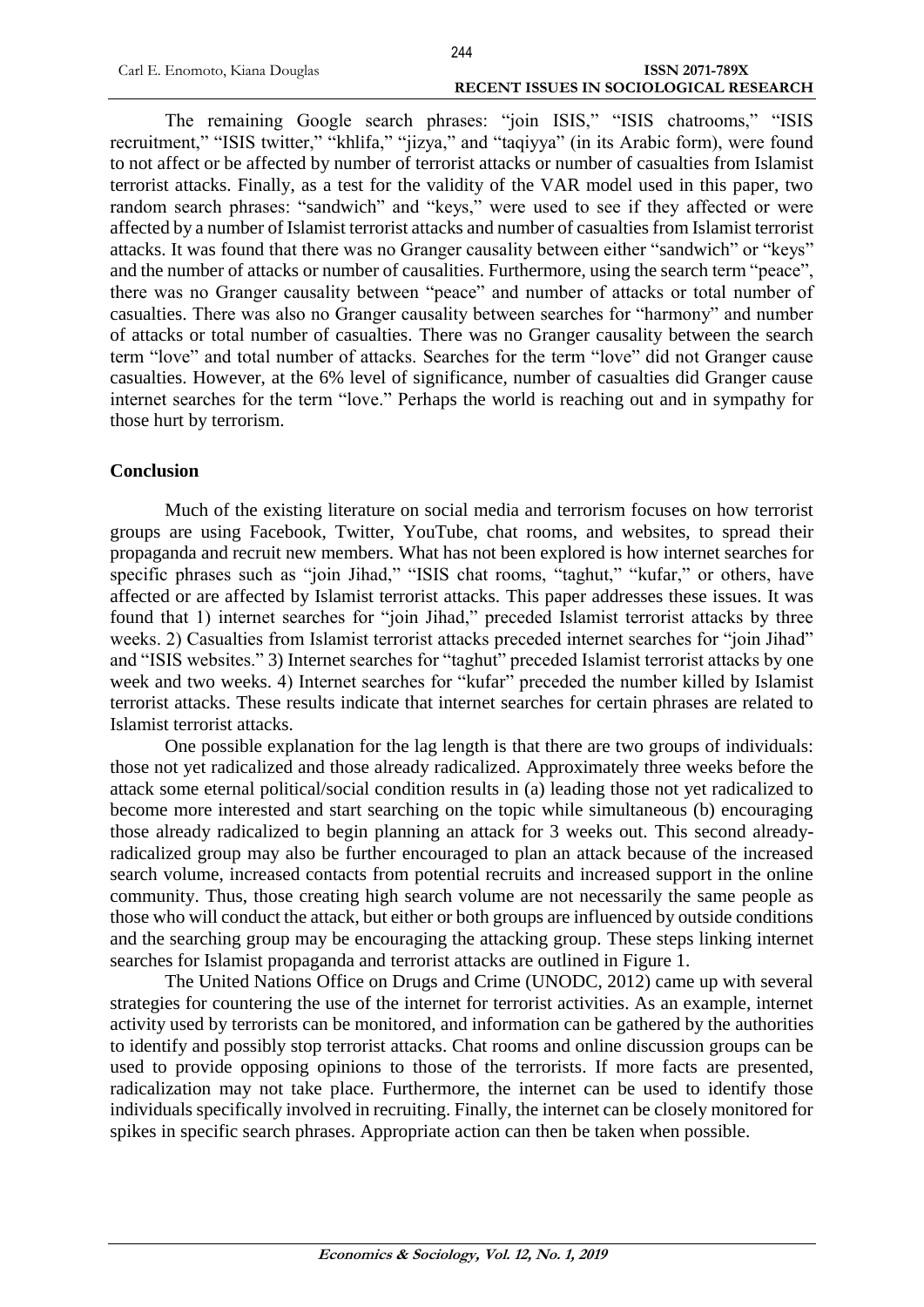The remaining Google search phrases: "join ISIS," "ISIS chatrooms," "ISIS recruitment," "ISIS twitter," "khlifa," "jizya," and "taqiyya" (in its Arabic form), were found to not affect or be affected by number of terrorist attacks or number of casualties from Islamist terrorist attacks. Finally, as a test for the validity of the VAR model used in this paper, two random search phrases: "sandwich" and "keys," were used to see if they affected or were affected by a number of Islamist terrorist attacks and number of casualties from Islamist terrorist attacks. It was found that there was no Granger causality between either "sandwich" or "keys" and the number of attacks or number of causalities. Furthermore, using the search term "peace", there was no Granger causality between "peace" and number of attacks or total number of casualties. There was also no Granger causality between searches for "harmony" and number of attacks or total number of casualties. There was no Granger causality between the search term "love" and total number of attacks. Searches for the term "love" did not Granger cause casualties. However, at the 6% level of significance, number of casualties did Granger cause internet searches for the term "love." Perhaps the world is reaching out and in sympathy for those hurt by terrorism.

## Conclusion

Much of the existing literature on social media and terrorism focuses on how terrorist groups are using Facebook, Twitter, YouTube, chat rooms, and websites, to spread their propaganda and recruit new members. What has not been explored is how internet searches for specific phrases such as "join Jihad," "ISIS chat rooms, "taghut," "kufar," or others, have affected or are affected by Islamist terrorist attacks. This paper addresses these issues. It was found that 1) internet searches for "join Jihad," preceded Islamist terrorist attacks by three weeks. 2) Casualties from Islamist terrorist attacks preceded internet searches for "join Jihad" and "ISIS websites." 3) Internet searches for "taghut" preceded Islamist terrorist attacks by one week and two weeks. 4) Internet searches for "kufar" preceded the number killed by Islamist terrorist attacks. These results indicate that internet searches for certain phrases are related to Islamist terrorist attacks.

One possible explanation for the lag length is that there are two groups of individuals: those not yet radicalized and those already radicalized. Approximately three weeks before the attack some eternal political/social condition results in (a) leading those not yet radicalized to become more interested and start searching on the topic while simultaneous (b) encouraging those already radicalized to begin planning an attack for 3 weeks out. This second already-radicalized group may also be further encouraged to plan an attack because of the increased search volume, increased contacts from potential recruits and increased support in the online community. Thus, those creating high search volume are not necessarily the same people as those who will conduct the attack, but either or both groups are influenced by outside conditions and the searching group may be encouraging the attacking group. These steps linking internet searches for Islamist propaganda and terrorist attacks are outlined in Figure 1.

The United Nations Office on Drugs and Crime (UNODC, 2012) came up with several strategies for countering the use of the internet for terrorist activities. As an example, internet activity used by terrorists can be monitored, and information can be gathered by the authorities to identify and possibly stop terrorist attacks. Chat rooms and online discussion groups can be used to provide opposing opinions to those of the terrorists. If more facts are presented, radicalization may not take place. Furthermore, the internet can be used to identify those individuals specifically involved in recruiting. Finally, the internet can be closely monitored for spikes in specific search phrases. Appropriate action can then be taken when possible.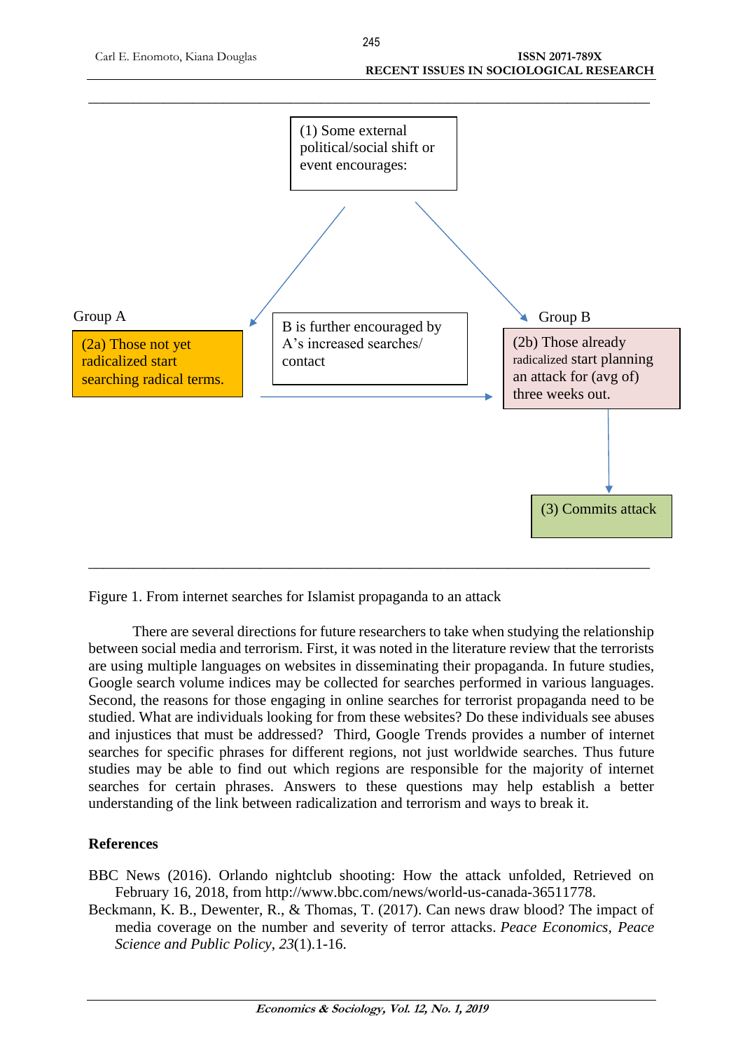(1) Some external political/social shift or event encourages:

Group A

(2a) Those not yet radicalized start searching radical terms.

B is further encouraged by A's increased searches/ contact

Group B

(2b) Those already radicalized start planning an attack for (avg of) three weeks out.

(3) Commits attack

Figure 1. From internet searches for Islamist propaganda to an attack

There are several directions for future researchers to take when studying the relationship between social media and terrorism. First, it was noted in the literature review that the terrorists are using multiple languages on websites in disseminating their propaganda. In future studies, Google search volume indices may be collected for searches performed in various languages. Second, the reasons for those engaging in online searches for terrorist propaganda need to be studied. What are individuals looking for from these websites? Do these individuals see abuses and injustices that must be addressed? Third, Google Trends provides a number of internet searches for specific phrases for different regions, not just worldwide searches. Thus future studies may be able to find out which regions are responsible for the majority of internet searches for certain phrases. Answers to these questions may help establish a better understanding of the link between radicalization and terrorism and ways to break it.

## References

BBC News (2016). Orlando nightclub shooting: How the attack unfolded, Retrieved on February 16, 2018, from http://www.bbc.com/news/world-us-canada-36511778.

Beckmann, K. B., Dewenter, R., & Thomas, T. (2017). Can news draw blood? The impact of media coverage on the number and severity of terror attacks. *Peace Economics, Peace Science and Public Policy*, *23*(1).1-16.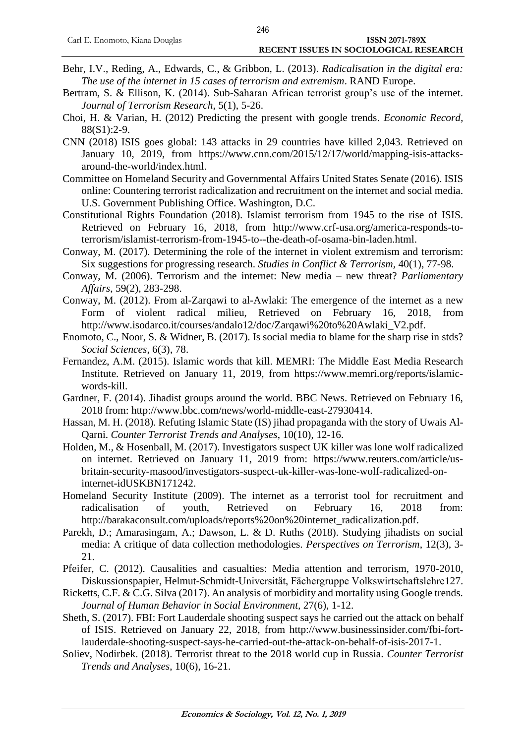Behr, I.V., Reding, A., Edwards, C., & Gribbon, L. (2013). *Radicalisation in the digital era: The use of the internet in 15 cases of terrorism and extremism*. RAND Europe.

Bertram, S. & Ellison, K. (2014). Sub-Saharan African terrorist group's use of the internet. *Journal of Terrorism Research,* 5(1), 5-26.

Choi, H. & Varian, H. (2012) Predicting the present with google trends. *Economic Record,* 88(S1):2-9.

CNN (2018) ISIS goes global: 143 attacks in 29 countries have killed 2,043. Retrieved on January 10, 2019, from https://www.cnn.com/2015/12/17/world/mapping-isis-attacks-around-the-world/index.html.

Committee on Homeland Security and Governmental Affairs United States Senate (2016). ISIS online: Countering terrorist radicalization and recruitment on the internet and social media. U.S. Government Publishing Office. Washington, D.C.

Constitutional Rights Foundation (2018). Islamist terrorism from 1945 to the rise of ISIS. Retrieved on February 16, 2018, from http://www.crf-usa.org/america-responds-to-terrorism/islamist-terrorism-from-1945-to--the-death-of-osama-bin-laden.html.

Conway, M. (2017). Determining the role of the internet in violent extremism and terrorism: Six suggestions for progressing research. *Studies in Conflict & Terrorism,* 40(1), 77-98.

Conway, M. (2006). Terrorism and the internet: New media – new threat? *Parliamentary Affairs*, 59(2), 283-298.

Conway, M. (2012). From al-Zarqawi to al-Awlaki: The emergence of the internet as a new Form of violent radical milieu, Retrieved on February 16, 2018, from http://www.isodarco.it/courses/andalo12/doc/Zarqawi%20to%20Awlaki_V2.pdf.

Enomoto, C., Noor, S. & Widner, B. (2017). Is social media to blame for the sharp rise in stds? *Social Sciences*, 6(3), 78.

Fernandez, A.M. (2015). Islamic words that kill. MEMRI: The Middle East Media Research Institute. Retrieved on January 11, 2019, from https://www.memri.org/reports/islamic-words-kill.

Gardner, F. (2014). Jihadist groups around the world. BBC News. Retrieved on February 16, 2018 from: http://www.bbc.com/news/world-middle-east-27930414.

Hassan, M. H. (2018). Refuting Islamic State (IS) jihad propaganda with the story of Uwais Al-Qarni. *Counter Terrorist Trends and Analyses*, 10(10), 12-16.

Holden, M., & Hosenball, M. (2017). Investigators suspect UK killer was lone wolf radicalized on internet. Retrieved on January 11, 2019 from: https://www.reuters.com/article/us-britain-security-masood/investigators-suspect-uk-killer-was-lone-wolf-radicalized-on-internet-idUSKBN171242.

Homeland Security Institute (2009). The internet as a terrorist tool for recruitment and radicalisation of youth, Retrieved on February 16, 2018 from: http://barakaconsult.com/uploads/reports%20on%20internet_radicalization.pdf.

Parekh, D.; Amarasingam, A.; Dawson, L. & D. Ruths (2018). Studying jihadists on social media: A critique of data collection methodologies. *Perspectives on Terrorism*, 12(3), 3-21.

Pfeifer, C. (2012). Causalities and casualties: Media attention and terrorism, 1970-2010, Diskussionspapier, Helmut-Schmidt-Universität, Fächergruppe Volkswirtschaftslehre127.

Ricketts, C.F. & C.G. Silva (2017). An analysis of morbidity and mortality using Google trends. *Journal of Human Behavior in Social Environment,* 27(6), 1-12.

Sheth, S. (2017). FBI: Fort Lauderdale shooting suspect says he carried out the attack on behalf of ISIS. Retrieved on January 22, 2018, from http://www.businessinsider.com/fbi-fort-lauderdale-shooting-suspect-says-he-carried-out-the-attack-on-behalf-of-isis-2017-1.

Soliev, Nodirbek. (2018). Terrorist threat to the 2018 world cup in Russia. *Counter Terrorist Trends and Analyses*, 10(6), 16-21.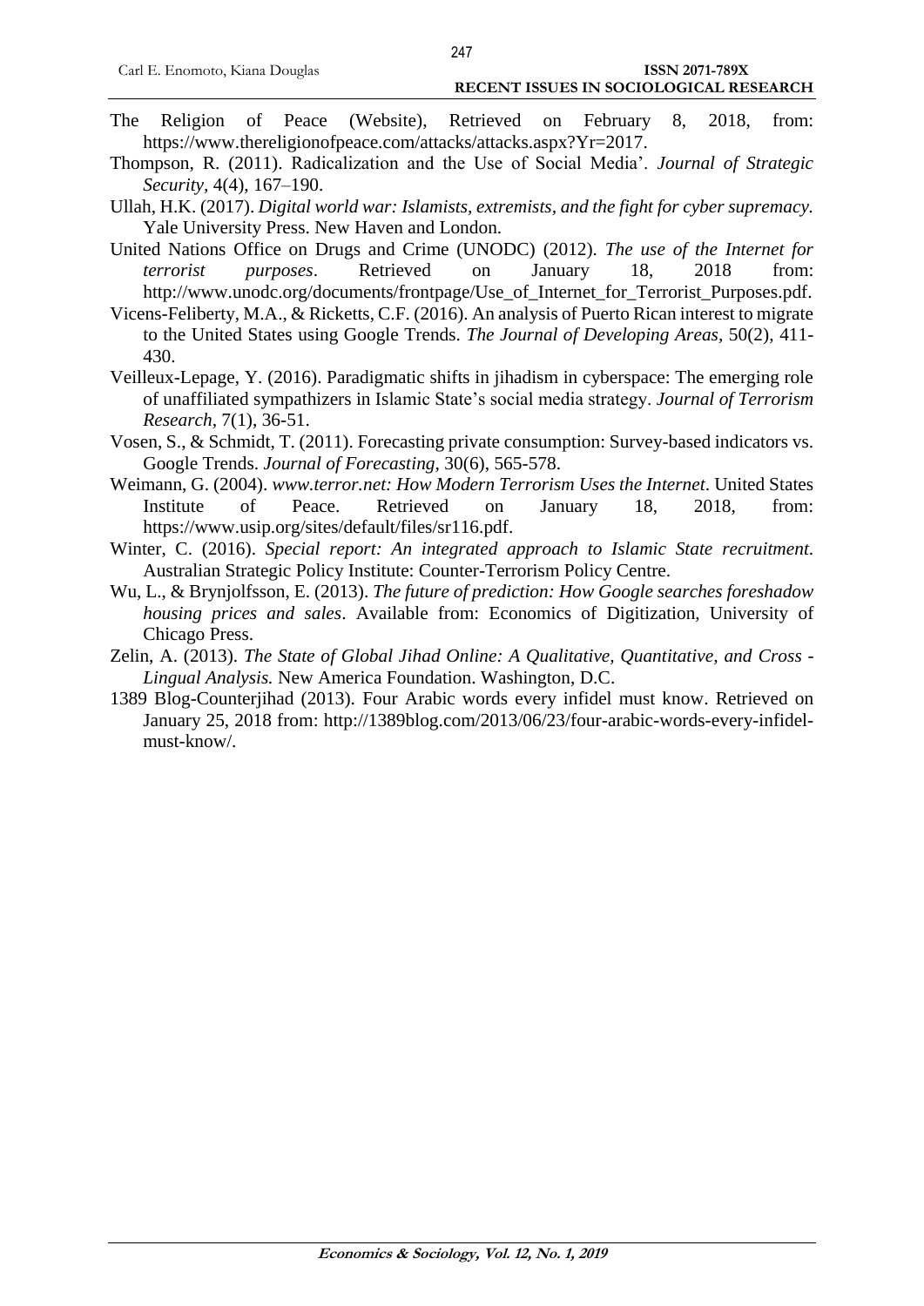The Religion of Peace (Website), Retrieved on February 8, 2018, from: https://www.thereligionofpeace.com/attacks/attacks.aspx?Yr=2017.

Thompson, R. (2011). Radicalization and the Use of Social Media'. *Journal of Strategic Security*, 4(4), 167–190.

Ullah, H.K. (2017). *Digital world war: Islamists, extremists, and the fight for cyber supremacy.* Yale University Press. New Haven and London.

United Nations Office on Drugs and Crime (UNODC) (2012). *The use of the Internet for terrorist purposes*. Retrieved on January 18, 2018 from: http://www.unodc.org/documents/frontpage/Use_of_Internet_for_Terrorist_Purposes.pdf.

Vicens-Feliberty, M.A., & Ricketts, C.F. (2016). An analysis of Puerto Rican interest to migrate to the United States using Google Trends. *The Journal of Developing Areas*, 50(2), 411-430.

Veilleux-Lepage, Y. (2016). Paradigmatic shifts in jihadism in cyberspace: The emerging role of unaffiliated sympathizers in Islamic State's social media strategy. *Journal of Terrorism Research*, 7(1), 36-51.

Vosen, S., & Schmidt, T. (2011). Forecasting private consumption: Survey-based indicators vs. Google Trends. *Journal of Forecasting*, 30(6), 565-578.

Weimann, G. (2004). *www.terror.net: How Modern Terrorism Uses the Internet*. United States Institute of Peace. Retrieved on January 18, 2018, from: https://www.usip.org/sites/default/files/sr116.pdf.

Winter, C. (2016). *Special report: An integrated approach to Islamic State recruitment.* Australian Strategic Policy Institute: Counter-Terrorism Policy Centre.

Wu, L., & Brynjolfsson, E. (2013). *The future of prediction: How Google searches foreshadow housing prices and sales*. Available from: Economics of Digitization, University of Chicago Press.

Zelin, A. (2013). *The State of Global Jihad Online: A Qualitative, Quantitative, and Cross - Lingual Analysis.* New America Foundation. Washington, D.C.

1389 Blog-Counterjihad (2013). Four Arabic words every infidel must know. Retrieved on January 25, 2018 from: http://1389blog.com/2013/06/23/four-arabic-words-every-infidel-must-know/.